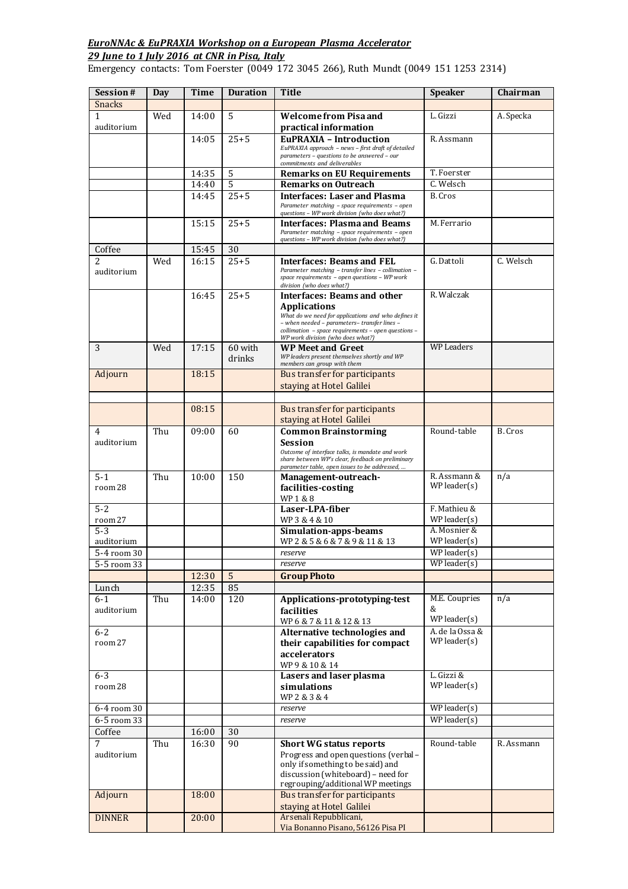***EuroNNAc & EuPRAXIA Workshop on a European Plasma Accelerator***

***29 June to 1 July 2016 at CNR in Pisa, Italy***

Emergency contacts: Tom Foerster (0049 172 3045 266), Ruth Mundt (0049 151 1253 2314)

| Session # | Day | Time | Duration | Title | Speaker | Chairman |
|---|---|---|---|---|---|---|
| Snacks | | | | | | |
| 1 auditorium | Wed | 14:00 | 5 | **Welcome from Pisa and practical information** | L. Gizzi | A. Specka |
| | | 14:05 | 25+5 | **EuPRAXIA – Introduction** *EuPRAXIA approach – news – first draft of detailed parameters – questions to be answered – our commitments and deliverables* | R. Assmann | |
| | | 14:35 | 5 | **Remarks on EU Requirements** | T. Foerster | |
| | | 14:40 | 5 | **Remarks on Outreach** | C. Welsch | |
| | | 14:45 | 25+5 | **Interfaces: Laser and Plasma** *Parameter matching – space requirements – open questions – WP work division (who does what?)* | B. Cros | |
| | | 15:15 | 25+5 | **Interfaces: Plasma and Beams** *Parameter matching – space requirements – open questions – WP work division (who does what?)* | M. Ferrario | |
| Coffee | | 15:45 | 30 | | | |
| 2 auditorium | Wed | 16:15 | 25+5 | **Interfaces: Beams and FEL** *Parameter matching – transfer lines – collimation – space requirements – open questions – WP work division (who does what?)* | G. Dattoli | C. Welsch |
| | | 16:45 | 25+5 | **Interfaces: Beams and other Applications** *What do we need for applications and who defines it – when needed – parameters– transfer lines – collimation – space requirements – open questions – WP work division (who does what?)* | R. Walczak | |
| 3 | Wed | 17:15 | 60 with drinks | **WP Meet and Greet** *WP leaders present themselves shortly and WP members can group with them* | WP Leaders | |
| Adjourn | | 18:15 | | Bus transfer for participants staying at Hotel Galilei | | |
| | | | | | | |
| | | 08:15 | | Bus transfer for participants staying at Hotel Galilei | | |
| 4 auditorium | Thu | 09:00 | 60 | **Common Brainstorming Session** *Outcome of interface talks, is mandate and work share between WP's clear, feedback on preliminary parameter table, open issues to be addressed, …* | Round-table | B. Cros |
| 5-1 room 28 | Thu | 10:00 | 150 | **Management-outreach-facilities-costing** WP 1 & 8 | R. Assmann & WP leader(s) | n/a |
| 5-2 room 27 | | | | **Laser-LPA-fiber** WP 3 & 4 & 10 | F. Mathieu & WP leader(s) | |
| 5-3 auditorium | | | | **Simulation-apps-beams** WP 2 & 5 & 6 & 7 & 9 & 11 & 13 | A. Mosnier & WP leader(s) | |
| 5-4 room 30 | | | | *reserve* | WP leader(s) | |
| 5-5 room 33 | | | | *reserve* | WP leader(s) | |
| | | 12:30 | 5 | **Group Photo** | | |
| Lunch | | 12:35 | 85 | | | |
| 6-1 auditorium | Thu | 14:00 | 120 | **Applications-prototyping-test facilities** WP 6 & 7 & 11 & 12 & 13 | M.E. Couprie & WP leader(s) | n/a |
| 6-2 room 27 | | | | **Alternative technologies and their capabilities for compact accelerators** WP 9 & 10 & 14 | A. de la Ossa & WP leader(s) | |
| 6-3 room 28 | | | | **Lasers and laser plasma simulations** WP 2 & 3 & 4 | L. Gizzi & WP leader(s) | |
| 6-4 room 30 | | | | *reserve* | WP leader(s) | |
| 6-5 room 33 | | | | *reserve* | WP leader(s) | |
| Coffee | | 16:00 | 30 | | | |
| 7 auditorium | Thu | 16:30 | 90 | **Short WG status reports** Progress and open questions (verbal – only if something to be said) and discussion (whiteboard) – need for regrouping/additional WP meetings | Round-table | R. Assmann |
| Adjourn | | 18:00 | | Bus transfer for participants staying at Hotel Galilei | | |
| DINNER | | 20:00 | | Arsenali Repubblicani, Via Bonanno Pisano, 56126 Pisa PI | | |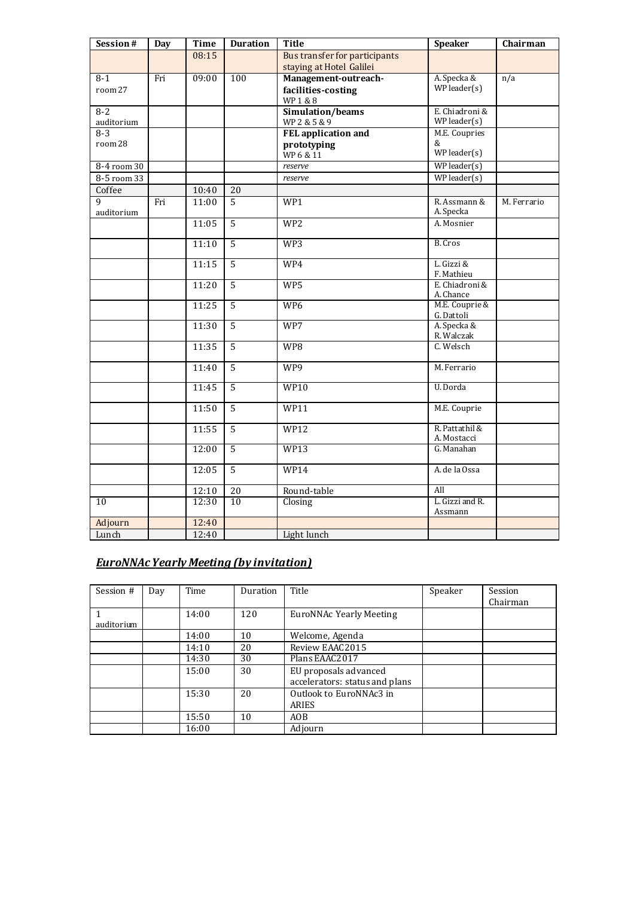| Session # | Day | Time | Duration | Title | Speaker | Chairman |
|---|---|---|---|---|---|---|
| | | 08:15 | | Bus transfer for participants staying at Hotel Galilei | | |
| 8-1 room 27 | Fri | 09:00 | 100 | **Management-outreach-facilities-costing** WP 1 & 8 | A. Specka & WP leader(s) | n/a |
| 8-2 auditorium | | | | **Simulation/beams** WP 2 & 5 & 9 | E. Chiadroni & WP leader(s) | |
| 8-3 room 28 | | | | **FEL application and prototyping** WP 6 & 11 | M.E. Coupries & WP leader(s) | |
| 8-4 room 30 | | | | *reserve* | WP leader(s) | |
| 8-5 room 33 | | | | *reserve* | WP leader(s) | |
| Coffee | | 10:40 | 20 | | | |
| 9 auditorium | Fri | 11:00 | 5 | WP1 | R. Assmann & A. Specka | M. Ferrario |
| | | 11:05 | 5 | WP2 | A. Mosnier | |
| | | 11:10 | 5 | WP3 | B. Cros | |
| | | 11:15 | 5 | WP4 | L. Gizzi & F. Mathieu | |
| | | 11:20 | 5 | WP5 | E. Chiadroni & A. Chance | |
| | | 11:25 | 5 | WP6 | M.E. Couprie & G. Dattoli | |
| | | 11:30 | 5 | WP7 | A. Specka & R. Walczak | |
| | | 11:35 | 5 | WP8 | C. Welsch | |
| | | 11:40 | 5 | WP9 | M. Ferrario | |
| | | 11:45 | 5 | WP10 | U. Dorda | |
| | | 11:50 | 5 | WP11 | M.E. Couprie | |
| | | 11:55 | 5 | WP12 | R. Pattathil & A. Mostacci | |
| | | 12:00 | 5 | WP13 | G. Manahan | |
| | | 12:05 | 5 | WP14 | A. de la Ossa | |
| | | 12:10 | 20 | Round-table | All | |
| 10 | | 12:30 | 10 | Closing | L. Gizzi and R. Assmann | |
| Adjourn | | 12:40 | | | | |
| Lunch | | 12:40 | | Light lunch | | |

## ***EuroNNAc Yearly Meeting (by invitation)***

| Session # | Day | Time | Duration | Title | Speaker | Session Chairman |
|---|---|---|---|---|---|---|
| 1 auditorium | | 14:00 | 120 | EuroNNAc Yearly Meeting | | |
| | | 14:00 | 10 | Welcome, Agenda | | |
| | | 14:10 | 20 | Review EAAC2015 | | |
| | | 14:30 | 30 | Plans EAAC2017 | | |
| | | 15:00 | 30 | EU proposals advanced accelerators: status and plans | | |
| | | 15:30 | 20 | Outlook to EuroNNAc3 in ARIES | | |
| | | 15:50 | 10 | AOB | | |
| | | 16:00 | | Adjourn | | |